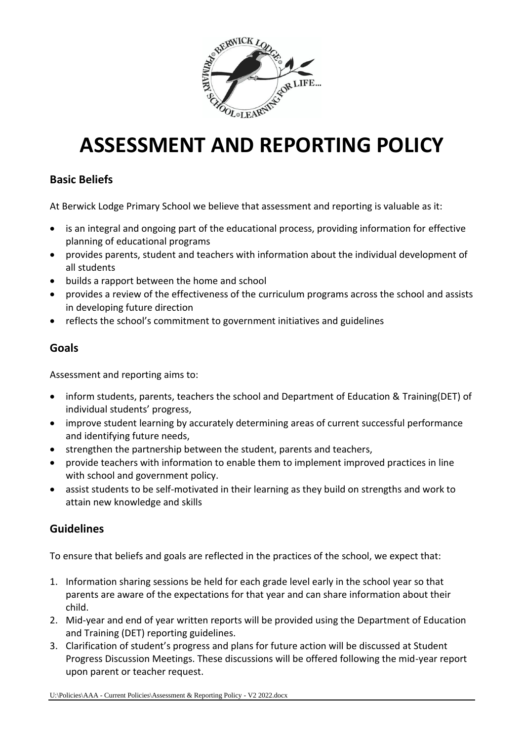# ASSESSMENT AND REPORTING POLICY

## Basic Beliefs

At Berwick Lodge Primary School we believe that assessment and reporting is valuable as it:

- is an integral and ongoing part of the educational process, providing information for effective planning of educational programs
- provides parents, student and teachers with information about the individual development of all students
- builds a rapport between the home and school
- provides a review of the effectiveness of the curriculum programs across the school and assists in developing future direction
- reflects the school's commitment to government initiatives and guidelines

## Goals

Assessment and reporting aims to:

- inform students, parents, teachers the school and Department of Education & Training(DET) of individual students' progress,
- improve student learning by accurately determining areas of current successful performance and identifying future needs,
- strengthen the partnership between the student, parents and teachers,
- provide teachers with information to enable them to implement improved practices in line with school and government policy.
- assist students to be self-motivated in their learning as they build on strengths and work to attain new knowledge and skills

## Guidelines

To ensure that beliefs and goals are reflected in the practices of the school, we expect that:

1. Information sharing sessions be held for each grade level early in the school year so that parents are aware of the expectations for that year and can share information about their child.
2. Mid-year and end of year written reports will be provided using the Department of Education and Training (DET) reporting guidelines.
3. Clarification of student's progress and plans for future action will be discussed at Student Progress Discussion Meetings. These discussions will be offered following the mid-year report upon parent or teacher request.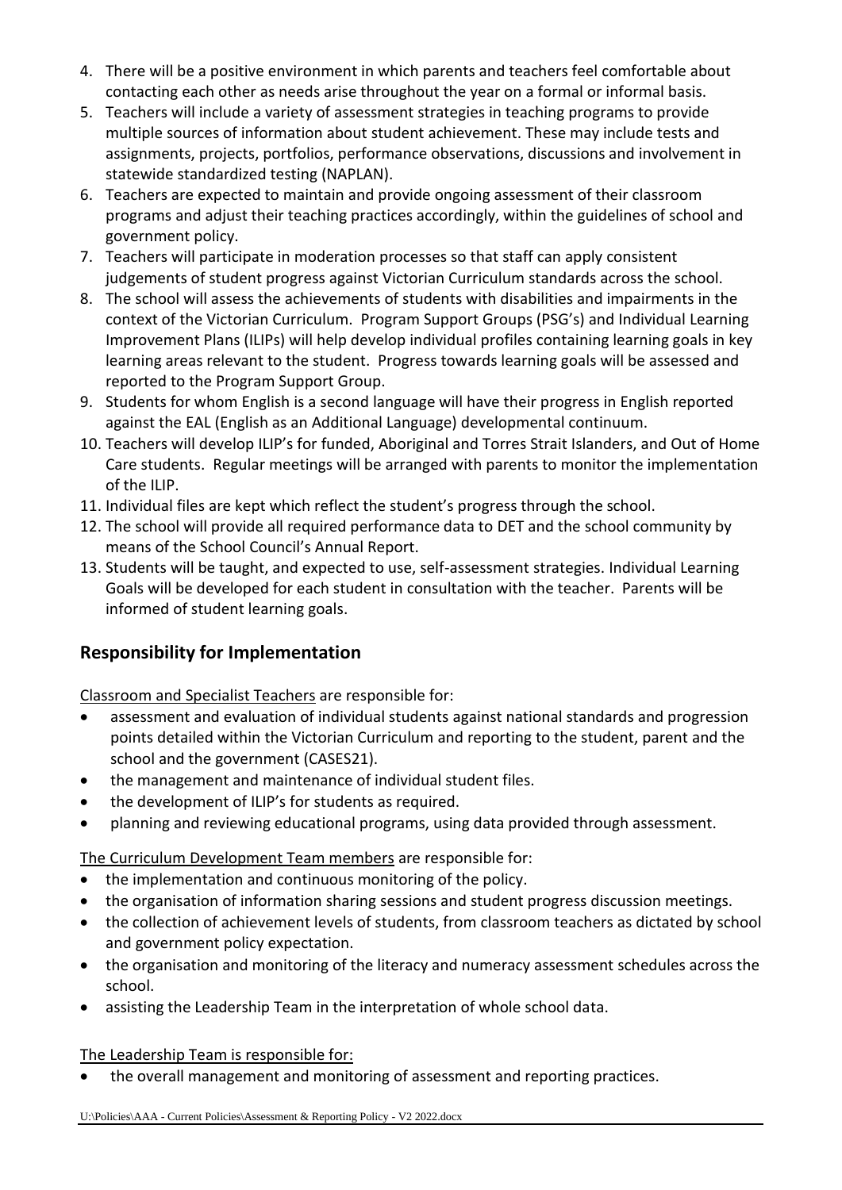4. There will be a positive environment in which parents and teachers feel comfortable about contacting each other as needs arise throughout the year on a formal or informal basis.
5. Teachers will include a variety of assessment strategies in teaching programs to provide multiple sources of information about student achievement. These may include tests and assignments, projects, portfolios, performance observations, discussions and involvement in statewide standardized testing (NAPLAN).
6. Teachers are expected to maintain and provide ongoing assessment of their classroom programs and adjust their teaching practices accordingly, within the guidelines of school and government policy.
7. Teachers will participate in moderation processes so that staff can apply consistent judgements of student progress against Victorian Curriculum standards across the school.
8. The school will assess the achievements of students with disabilities and impairments in the context of the Victorian Curriculum. Program Support Groups (PSG's) and Individual Learning Improvement Plans (ILIPs) will help develop individual profiles containing learning goals in key learning areas relevant to the student. Progress towards learning goals will be assessed and reported to the Program Support Group.
9. Students for whom English is a second language will have their progress in English reported against the EAL (English as an Additional Language) developmental continuum.
10. Teachers will develop ILIP's for funded, Aboriginal and Torres Strait Islanders, and Out of Home Care students. Regular meetings will be arranged with parents to monitor the implementation of the ILIP.
11. Individual files are kept which reflect the student's progress through the school.
12. The school will provide all required performance data to DET and the school community by means of the School Council's Annual Report.
13. Students will be taught, and expected to use, self-assessment strategies. Individual Learning Goals will be developed for each student in consultation with the teacher. Parents will be informed of student learning goals.

## Responsibility for Implementation

<u>Classroom and Specialist Teachers</u> are responsible for:

- assessment and evaluation of individual students against national standards and progression points detailed within the Victorian Curriculum and reporting to the student, parent and the school and the government (CASES21).
- the management and maintenance of individual student files.
- the development of ILIP's for students as required.
- planning and reviewing educational programs, using data provided through assessment.

<u>The Curriculum Development Team members</u> are responsible for:

- the implementation and continuous monitoring of the policy.
- the organisation of information sharing sessions and student progress discussion meetings.
- the collection of achievement levels of students, from classroom teachers as dictated by school and government policy expectation.
- the organisation and monitoring of the literacy and numeracy assessment schedules across the school.
- assisting the Leadership Team in the interpretation of whole school data.

<u>The Leadership Team is responsible for:</u>

- the overall management and monitoring of assessment and reporting practices.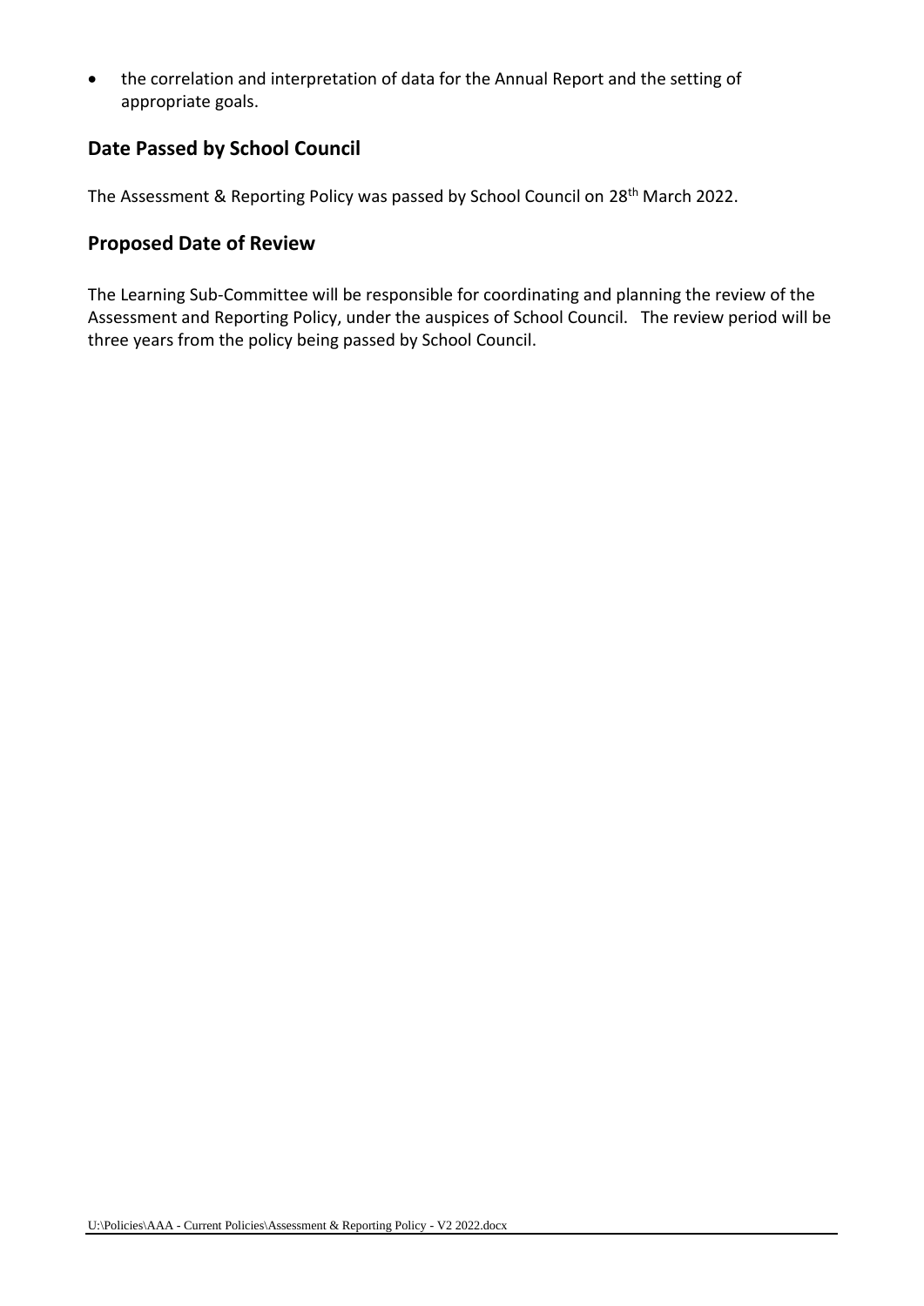- the correlation and interpretation of data for the Annual Report and the setting of appropriate goals.

## Date Passed by School Council

The Assessment & Reporting Policy was passed by School Council on 28th March 2022.

## Proposed Date of Review

The Learning Sub-Committee will be responsible for coordinating and planning the review of the Assessment and Reporting Policy, under the auspices of School Council. The review period will be three years from the policy being passed by School Council.